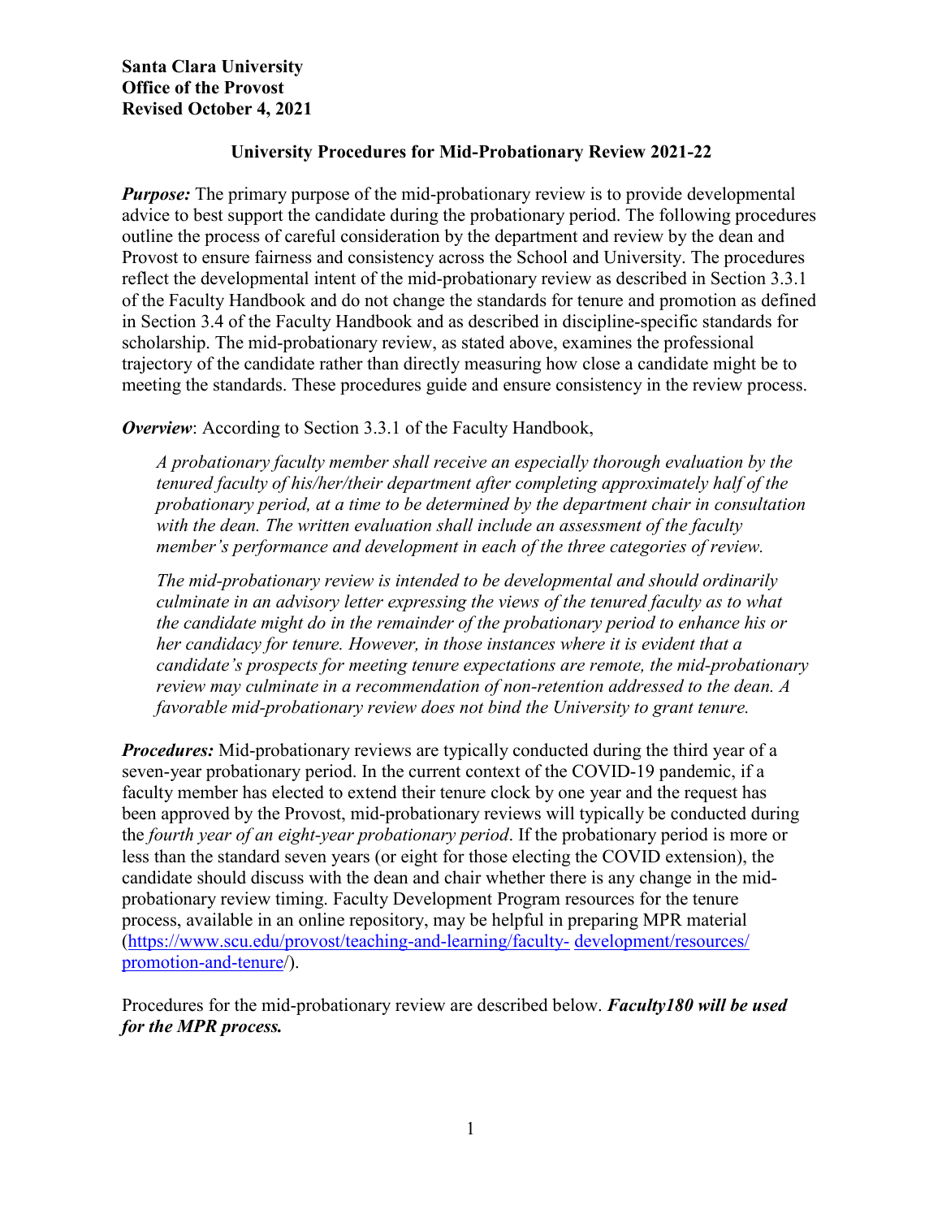**Santa Clara University**
**Office of the Provost**
**Revised October 4, 2021**

# University Procedures for Mid-Probationary Review 2021-22

***Purpose:*** The primary purpose of the mid-probationary review is to provide developmental advice to best support the candidate during the probationary period. The following procedures outline the process of careful consideration by the department and review by the dean and Provost to ensure fairness and consistency across the School and University. The procedures reflect the developmental intent of the mid-probationary review as described in Section 3.3.1 of the Faculty Handbook and do not change the standards for tenure and promotion as defined in Section 3.4 of the Faculty Handbook and as described in discipline-specific standards for scholarship. The mid-probationary review, as stated above, examines the professional trajectory of the candidate rather than directly measuring how close a candidate might be to meeting the standards. These procedures guide and ensure consistency in the review process.

***Overview***: According to Section 3.3.1 of the Faculty Handbook,

> *A probationary faculty member shall receive an especially thorough evaluation by the tenured faculty of his/her/their department after completing approximately half of the probationary period, at a time to be determined by the department chair in consultation with the dean. The written evaluation shall include an assessment of the faculty member's performance and development in each of the three categories of review.*
>
> *The mid-probationary review is intended to be developmental and should ordinarily culminate in an advisory letter expressing the views of the tenured faculty as to what the candidate might do in the remainder of the probationary period to enhance his or her candidacy for tenure. However, in those instances where it is evident that a candidate's prospects for meeting tenure expectations are remote, the mid-probationary review may culminate in a recommendation of non-retention addressed to the dean. A favorable mid-probationary review does not bind the University to grant tenure.*

***Procedures:*** Mid-probationary reviews are typically conducted during the third year of a seven-year probationary period. In the current context of the COVID-19 pandemic, if a faculty member has elected to extend their tenure clock by one year and the request has been approved by the Provost, mid-probationary reviews will typically be conducted during the *fourth year of an eight-year probationary period*. If the probationary period is more or less than the standard seven years (or eight for those electing the COVID extension), the candidate should discuss with the dean and chair whether there is any change in the mid-probationary review timing. Faculty Development Program resources for the tenure process, available in an online repository, may be helpful in preparing MPR material (https://www.scu.edu/provost/teaching-and-learning/faculty-development/resources/promotion-and-tenure/).

Procedures for the mid-probationary review are described below. ***Faculty180 will be used for the MPR process.***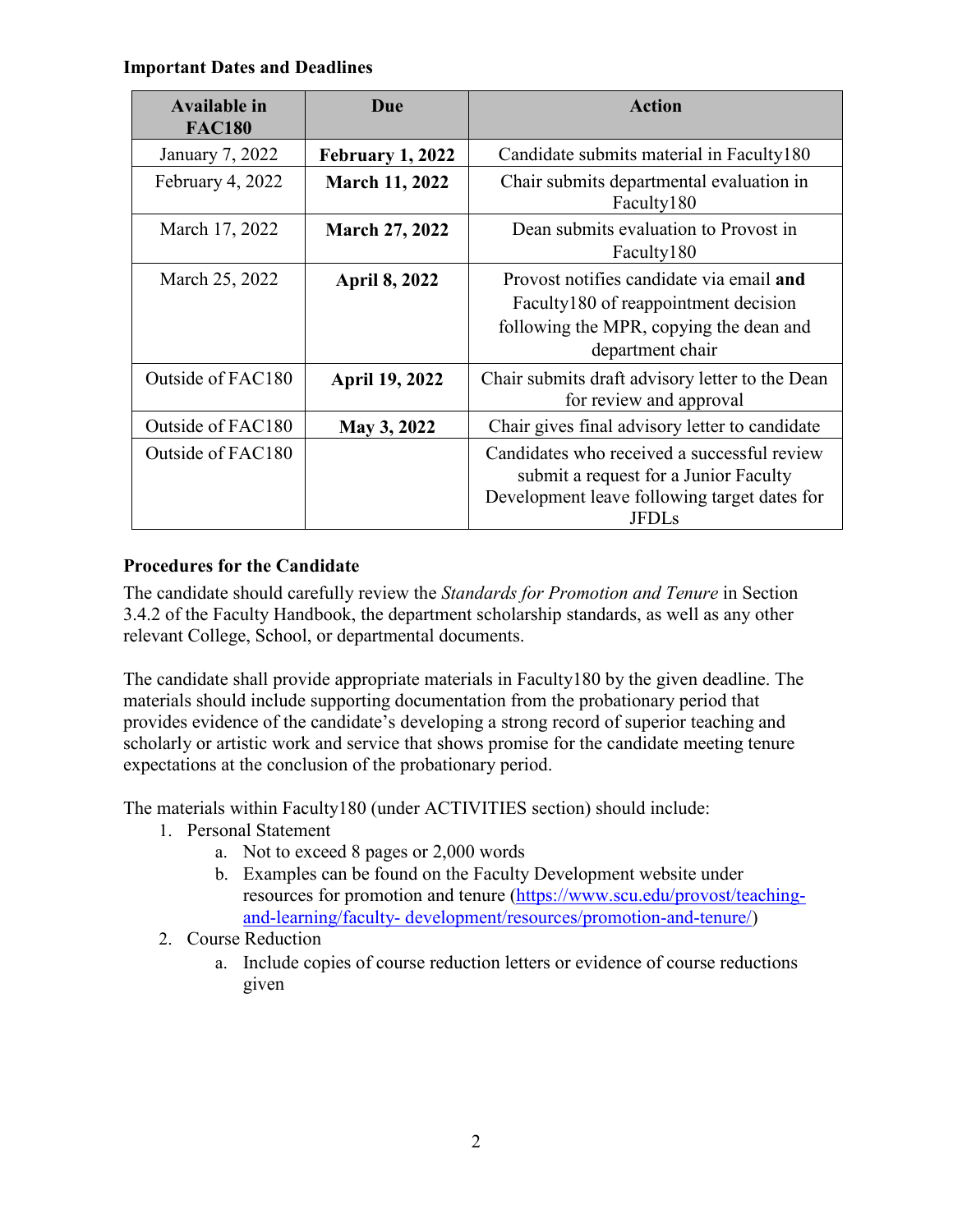**Important Dates and Deadlines**

| Available in FAC180 | Due | Action |
|---|---|---|
| January 7, 2022 | **February 1, 2022** | Candidate submits material in Faculty180 |
| February 4, 2022 | **March 11, 2022** | Chair submits departmental evaluation in Faculty180 |
| March 17, 2022 | **March 27, 2022** | Dean submits evaluation to Provost in Faculty180 |
| March 25, 2022 | **April 8, 2022** | Provost notifies candidate via email **and** Faculty180 of reappointment decision following the MPR, copying the dean and department chair |
| Outside of FAC180 | **April 19, 2022** | Chair submits draft advisory letter to the Dean for review and approval |
| Outside of FAC180 | **May 3, 2022** | Chair gives final advisory letter to candidate |
| Outside of FAC180 | | Candidates who received a successful review submit a request for a Junior Faculty Development leave following target dates for JFDLs |

**Procedures for the Candidate**

The candidate should carefully review the *Standards for Promotion and Tenure* in Section 3.4.2 of the Faculty Handbook, the department scholarship standards, as well as any other relevant College, School, or departmental documents.

The candidate shall provide appropriate materials in Faculty180 by the given deadline. The materials should include supporting documentation from the probationary period that provides evidence of the candidate's developing a strong record of superior teaching and scholarly or artistic work and service that shows promise for the candidate meeting tenure expectations at the conclusion of the probationary period.

The materials within Faculty180 (under ACTIVITIES section) should include:

1. Personal Statement
   a. Not to exceed 8 pages or 2,000 words
   b. Examples can be found on the Faculty Development website under resources for promotion and tenure (https://www.scu.edu/provost/teaching-and-learning/faculty- development/resources/promotion-and-tenure/)
2. Course Reduction
   a. Include copies of course reduction letters or evidence of course reductions given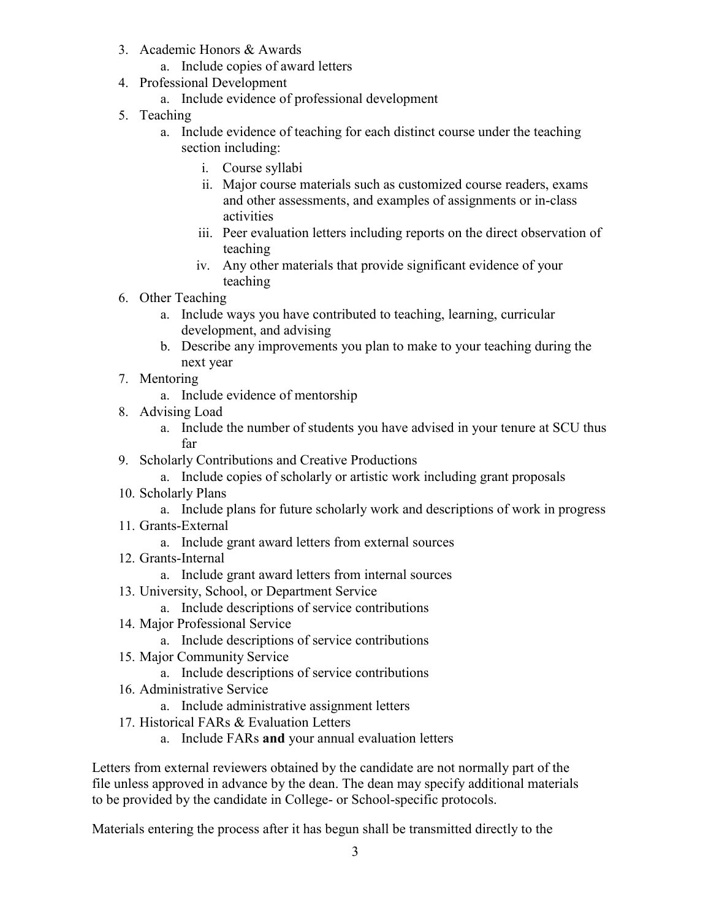3. Academic Honors & Awards
    a. Include copies of award letters
4. Professional Development
    a. Include evidence of professional development
5. Teaching
    a. Include evidence of teaching for each distinct course under the teaching section including:
        i. Course syllabi
        ii. Major course materials such as customized course readers, exams and other assessments, and examples of assignments or in-class activities
        iii. Peer evaluation letters including reports on the direct observation of teaching
        iv. Any other materials that provide significant evidence of your teaching
6. Other Teaching
    a. Include ways you have contributed to teaching, learning, curricular development, and advising
    b. Describe any improvements you plan to make to your teaching during the next year
7. Mentoring
    a. Include evidence of mentorship
8. Advising Load
    a. Include the number of students you have advised in your tenure at SCU thus far
9. Scholarly Contributions and Creative Productions
    a. Include copies of scholarly or artistic work including grant proposals
10. Scholarly Plans
    a. Include plans for future scholarly work and descriptions of work in progress
11. Grants-External
    a. Include grant award letters from external sources
12. Grants-Internal
    a. Include grant award letters from internal sources
13. University, School, or Department Service
    a. Include descriptions of service contributions
14. Major Professional Service
    a. Include descriptions of service contributions
15. Major Community Service
    a. Include descriptions of service contributions
16. Administrative Service
    a. Include administrative assignment letters
17. Historical FARs & Evaluation Letters
    a. Include FARs **and** your annual evaluation letters

Letters from external reviewers obtained by the candidate are not normally part of the file unless approved in advance by the dean. The dean may specify additional materials to be provided by the candidate in College- or School-specific protocols.

Materials entering the process after it has begun shall be transmitted directly to the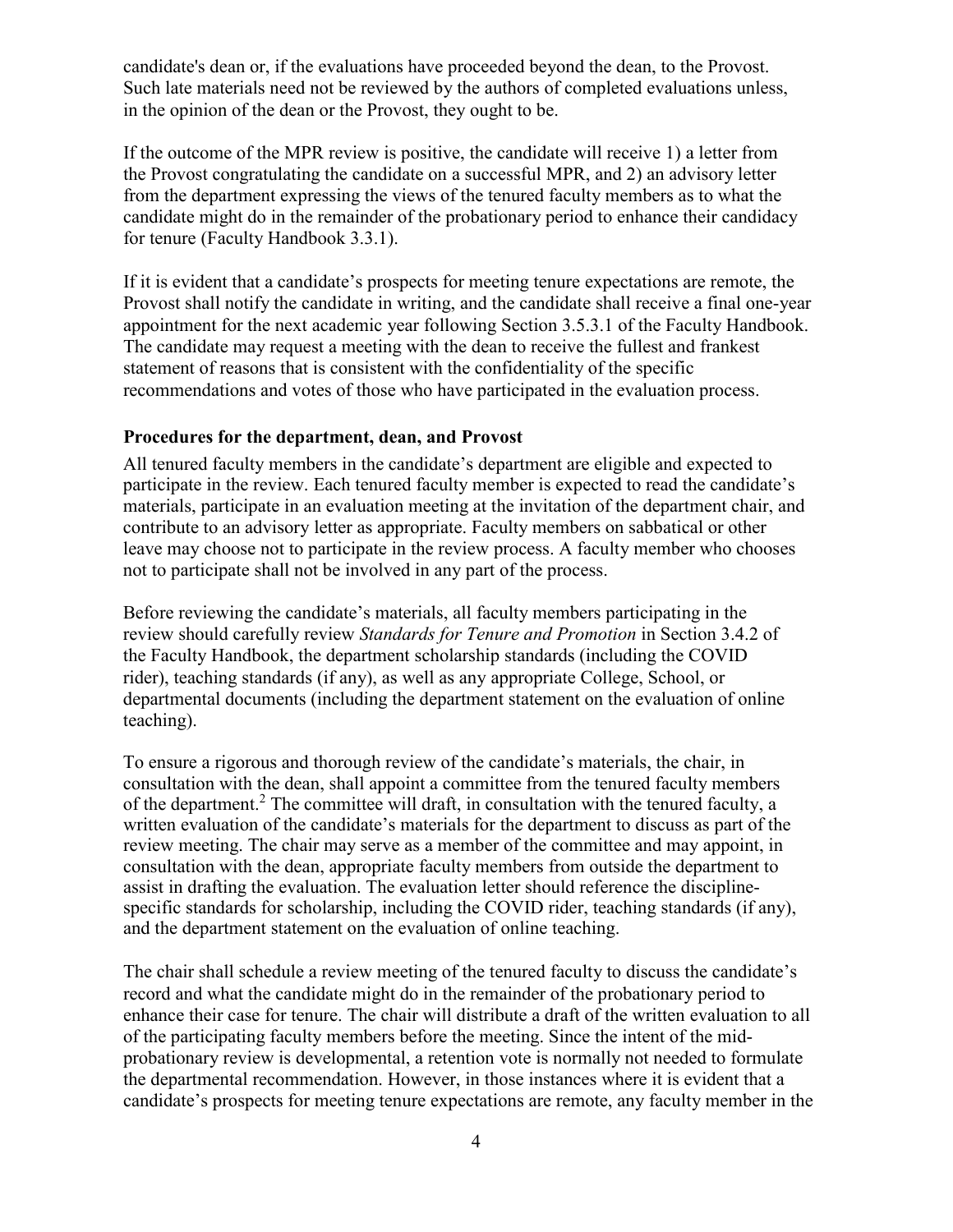candidate's dean or, if the evaluations have proceeded beyond the dean, to the Provost. Such late materials need not be reviewed by the authors of completed evaluations unless, in the opinion of the dean or the Provost, they ought to be.

If the outcome of the MPR review is positive, the candidate will receive 1) a letter from the Provost congratulating the candidate on a successful MPR, and 2) an advisory letter from the department expressing the views of the tenured faculty members as to what the candidate might do in the remainder of the probationary period to enhance their candidacy for tenure (Faculty Handbook 3.3.1).

If it is evident that a candidate's prospects for meeting tenure expectations are remote, the Provost shall notify the candidate in writing, and the candidate shall receive a final one-year appointment for the next academic year following Section 3.5.3.1 of the Faculty Handbook. The candidate may request a meeting with the dean to receive the fullest and frankest statement of reasons that is consistent with the confidentiality of the specific recommendations and votes of those who have participated in the evaluation process.

**Procedures for the department, dean, and Provost**

All tenured faculty members in the candidate's department are eligible and expected to participate in the review. Each tenured faculty member is expected to read the candidate's materials, participate in an evaluation meeting at the invitation of the department chair, and contribute to an advisory letter as appropriate. Faculty members on sabbatical or other leave may choose not to participate in the review process. A faculty member who chooses not to participate shall not be involved in any part of the process.

Before reviewing the candidate's materials, all faculty members participating in the review should carefully review *Standards for Tenure and Promotion* in Section 3.4.2 of the Faculty Handbook, the department scholarship standards (including the COVID rider), teaching standards (if any), as well as any appropriate College, School, or departmental documents (including the department statement on the evaluation of online teaching).

To ensure a rigorous and thorough review of the candidate's materials, the chair, in consultation with the dean, shall appoint a committee from the tenured faculty members of the department.[2] The committee will draft, in consultation with the tenured faculty, a written evaluation of the candidate's materials for the department to discuss as part of the review meeting. The chair may serve as a member of the committee and may appoint, in consultation with the dean, appropriate faculty members from outside the department to assist in drafting the evaluation. The evaluation letter should reference the discipline-specific standards for scholarship, including the COVID rider, teaching standards (if any), and the department statement on the evaluation of online teaching.

The chair shall schedule a review meeting of the tenured faculty to discuss the candidate's record and what the candidate might do in the remainder of the probationary period to enhance their case for tenure. The chair will distribute a draft of the written evaluation to all of the participating faculty members before the meeting. Since the intent of the mid-probationary review is developmental, a retention vote is normally not needed to formulate the departmental recommendation. However, in those instances where it is evident that a candidate's prospects for meeting tenure expectations are remote, any faculty member in the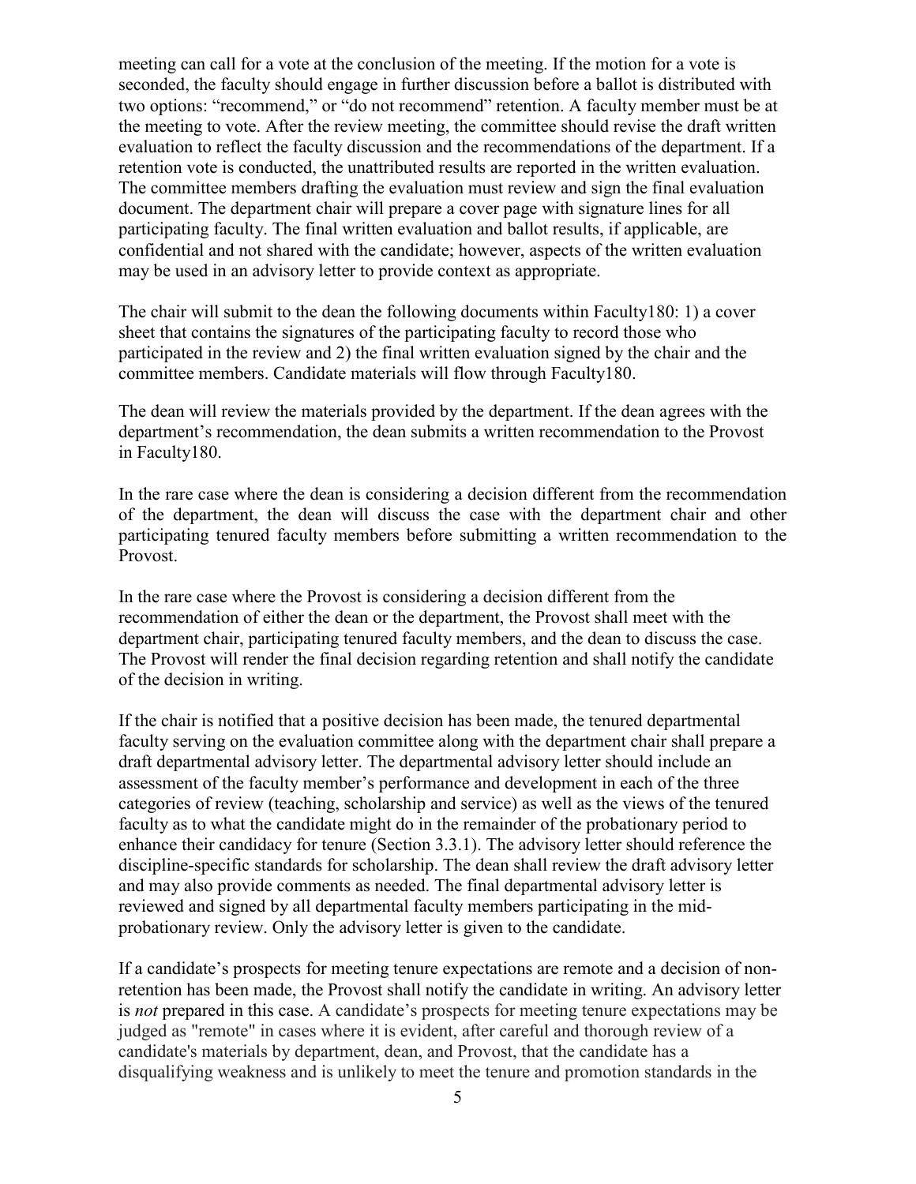meeting can call for a vote at the conclusion of the meeting. If the motion for a vote is seconded, the faculty should engage in further discussion before a ballot is distributed with two options: "recommend," or "do not recommend" retention. A faculty member must be at the meeting to vote. After the review meeting, the committee should revise the draft written evaluation to reflect the faculty discussion and the recommendations of the department. If a retention vote is conducted, the unattributed results are reported in the written evaluation. The committee members drafting the evaluation must review and sign the final evaluation document. The department chair will prepare a cover page with signature lines for all participating faculty. The final written evaluation and ballot results, if applicable, are confidential and not shared with the candidate; however, aspects of the written evaluation may be used in an advisory letter to provide context as appropriate.

The chair will submit to the dean the following documents within Faculty180: 1) a cover sheet that contains the signatures of the participating faculty to record those who participated in the review and 2) the final written evaluation signed by the chair and the committee members. Candidate materials will flow through Faculty180.

The dean will review the materials provided by the department. If the dean agrees with the department's recommendation, the dean submits a written recommendation to the Provost in Faculty180.

In the rare case where the dean is considering a decision different from the recommendation of the department, the dean will discuss the case with the department chair and other participating tenured faculty members before submitting a written recommendation to the Provost.

In the rare case where the Provost is considering a decision different from the recommendation of either the dean or the department, the Provost shall meet with the department chair, participating tenured faculty members, and the dean to discuss the case. The Provost will render the final decision regarding retention and shall notify the candidate of the decision in writing.

If the chair is notified that a positive decision has been made, the tenured departmental faculty serving on the evaluation committee along with the department chair shall prepare a draft departmental advisory letter. The departmental advisory letter should include an assessment of the faculty member's performance and development in each of the three categories of review (teaching, scholarship and service) as well as the views of the tenured faculty as to what the candidate might do in the remainder of the probationary period to enhance their candidacy for tenure (Section 3.3.1). The advisory letter should reference the discipline-specific standards for scholarship. The dean shall review the draft advisory letter and may also provide comments as needed. The final departmental advisory letter is reviewed and signed by all departmental faculty members participating in the mid-probationary review. Only the advisory letter is given to the candidate.

If a candidate's prospects for meeting tenure expectations are remote and a decision of non-retention has been made, the Provost shall notify the candidate in writing. An advisory letter is *not* prepared in this case. A candidate's prospects for meeting tenure expectations may be judged as "remote" in cases where it is evident, after careful and thorough review of a candidate's materials by department, dean, and Provost, that the candidate has a disqualifying weakness and is unlikely to meet the tenure and promotion standards in the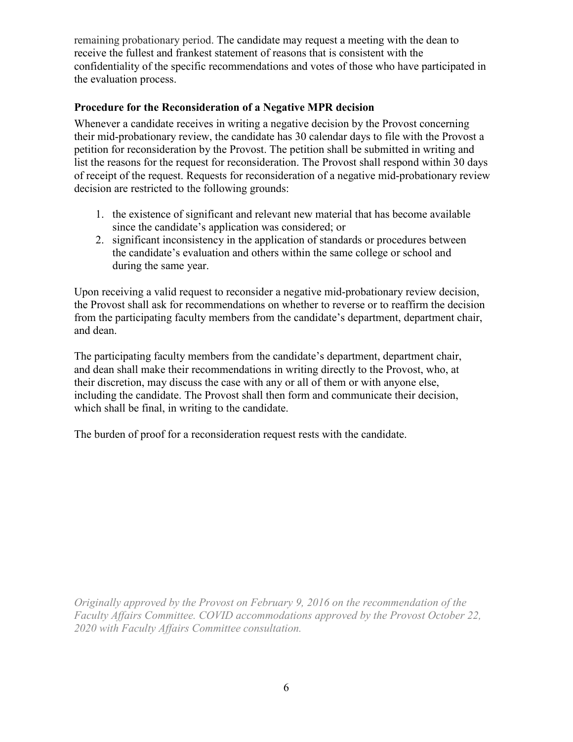remaining probationary period. The candidate may request a meeting with the dean to receive the fullest and frankest statement of reasons that is consistent with the confidentiality of the specific recommendations and votes of those who have participated in the evaluation process.

**Procedure for the Reconsideration of a Negative MPR decision**

Whenever a candidate receives in writing a negative decision by the Provost concerning their mid-probationary review, the candidate has 30 calendar days to file with the Provost a petition for reconsideration by the Provost. The petition shall be submitted in writing and list the reasons for the request for reconsideration. The Provost shall respond within 30 days of receipt of the request. Requests for reconsideration of a negative mid-probationary review decision are restricted to the following grounds:

1. the existence of significant and relevant new material that has become available since the candidate's application was considered; or
2. significant inconsistency in the application of standards or procedures between the candidate's evaluation and others within the same college or school and during the same year.

Upon receiving a valid request to reconsider a negative mid-probationary review decision, the Provost shall ask for recommendations on whether to reverse or to reaffirm the decision from the participating faculty members from the candidate's department, department chair, and dean.

The participating faculty members from the candidate's department, department chair, and dean shall make their recommendations in writing directly to the Provost, who, at their discretion, may discuss the case with any or all of them or with anyone else, including the candidate. The Provost shall then form and communicate their decision, which shall be final, in writing to the candidate.

The burden of proof for a reconsideration request rests with the candidate.

*Originally approved by the Provost on February 9, 2016 on the recommendation of the Faculty Affairs Committee. COVID accommodations approved by the Provost October 22, 2020 with Faculty Affairs Committee consultation.*